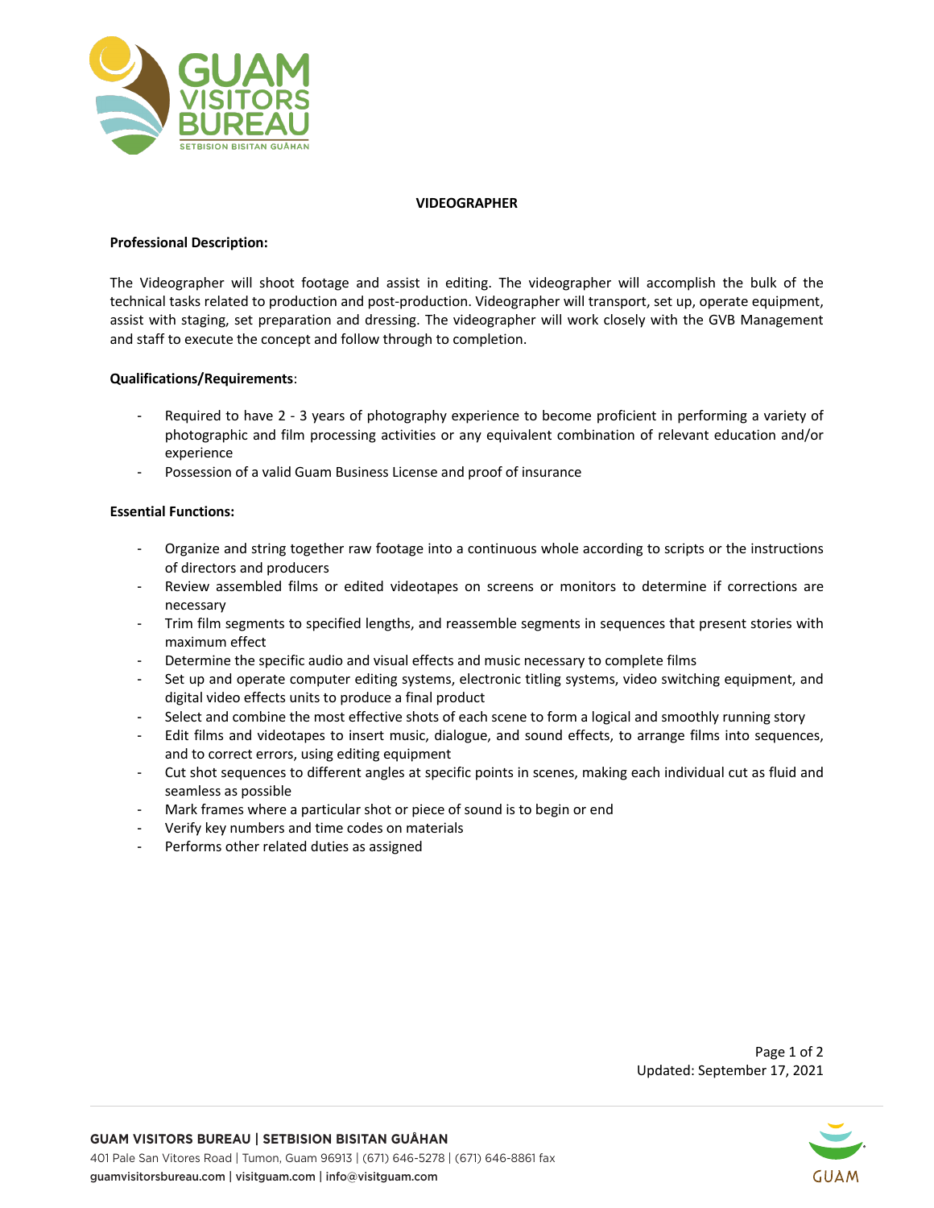# VIDEOGRAPHER

**Professional Description:**

The Videographer will shoot footage and assist in editing. The videographer will accomplish the bulk of the technical tasks related to production and post-production. Videographer will transport, set up, operate equipment, assist with staging, set preparation and dressing. The videographer will work closely with the GVB Management and staff to execute the concept and follow through to completion.

**Qualifications/Requirements**:

- Required to have 2 - 3 years of photography experience to become proficient in performing a variety of photographic and film processing activities or any equivalent combination of relevant education and/or experience
- Possession of a valid Guam Business License and proof of insurance

**Essential Functions:**

- Organize and string together raw footage into a continuous whole according to scripts or the instructions of directors and producers
- Review assembled films or edited videotapes on screens or monitors to determine if corrections are necessary
- Trim film segments to specified lengths, and reassemble segments in sequences that present stories with maximum effect
- Determine the specific audio and visual effects and music necessary to complete films
- Set up and operate computer editing systems, electronic titling systems, video switching equipment, and digital video effects units to produce a final product
- Select and combine the most effective shots of each scene to form a logical and smoothly running story
- Edit films and videotapes to insert music, dialogue, and sound effects, to arrange films into sequences, and to correct errors, using editing equipment
- Cut shot sequences to different angles at specific points in scenes, making each individual cut as fluid and seamless as possible
- Mark frames where a particular shot or piece of sound is to begin or end
- Verify key numbers and time codes on materials
- Performs other related duties as assigned

Updated: September 17, 2021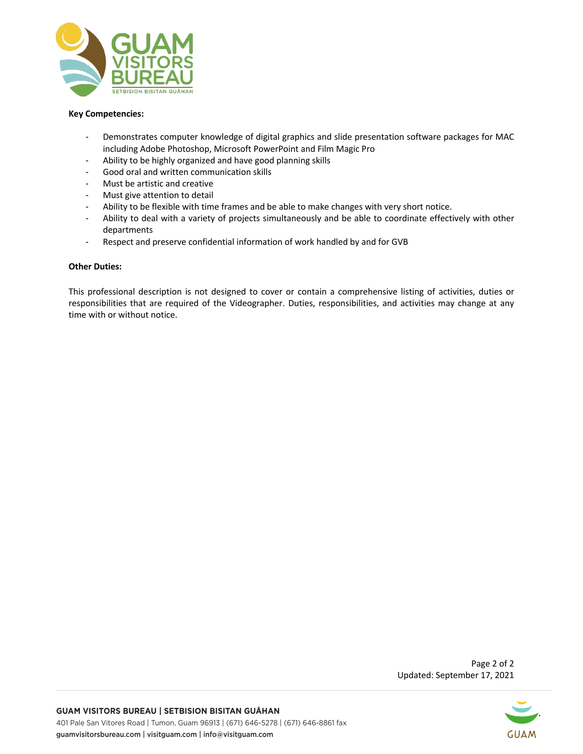**Key Competencies:**

- Demonstrates computer knowledge of digital graphics and slide presentation software packages for MAC including Adobe Photoshop, Microsoft PowerPoint and Film Magic Pro
- Ability to be highly organized and have good planning skills
- Good oral and written communication skills
- Must be artistic and creative
- Must give attention to detail
- Ability to be flexible with time frames and be able to make changes with very short notice.
- Ability to deal with a variety of projects simultaneously and be able to coordinate effectively with other departments
- Respect and preserve confidential information of work handled by and for GVB

**Other Duties:**

This professional description is not designed to cover or contain a comprehensive listing of activities, duties or responsibilities that are required of the Videographer. Duties, responsibilities, and activities may change at any time with or without notice.

Updated: September 17, 2021